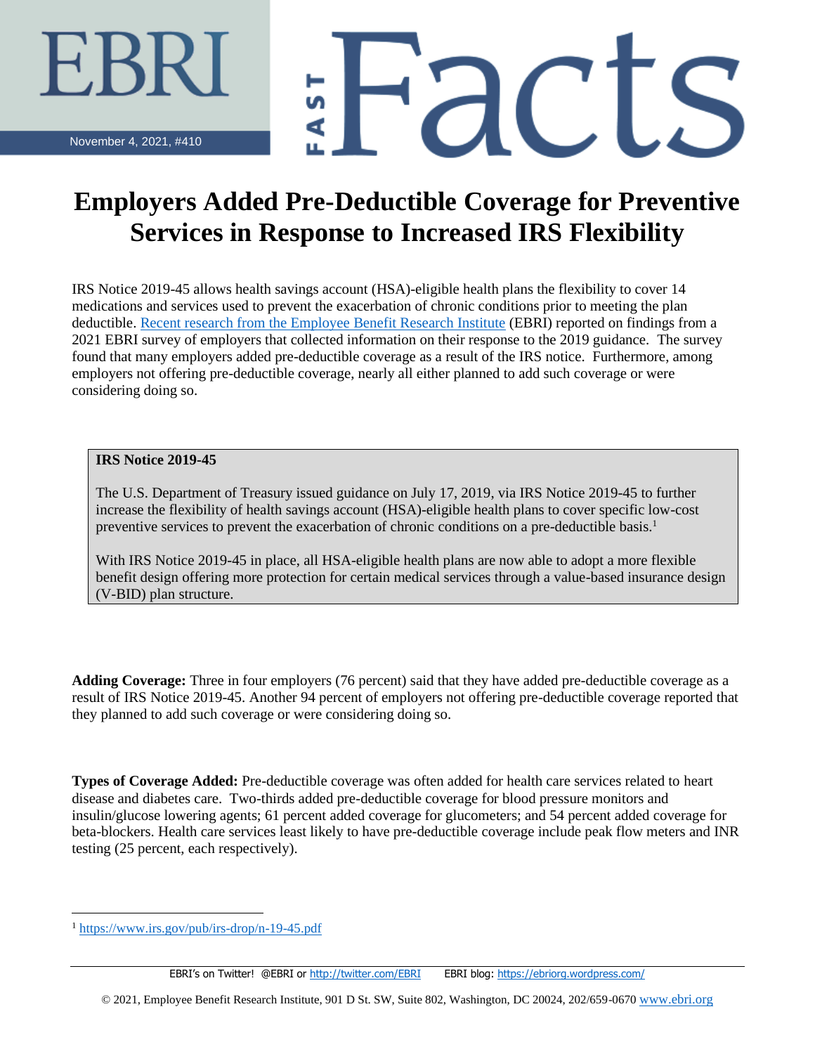EBRI

November 4, 2021, #410

FAST Facts

# Employers Added Pre-Deductible Coverage for Preventive Services in Response to Increased IRS Flexibility

IRS Notice 2019-45 allows health savings account (HSA)-eligible health plans the flexibility to cover 14 medications and services used to prevent the exacerbation of chronic conditions prior to meeting the plan deductible. [Recent research from the Employee Benefit Research Institute](#) (EBRI) reported on findings from a 2021 EBRI survey of employers that collected information on their response to the 2019 guidance. The survey found that many employers added pre-deductible coverage as a result of the IRS notice. Furthermore, among employers not offering pre-deductible coverage, nearly all either planned to add such coverage or were considering doing so.

**IRS Notice 2019-45**

The U.S. Department of Treasury issued guidance on July 17, 2019, via IRS Notice 2019-45 to further increase the flexibility of health savings account (HSA)-eligible health plans to cover specific low-cost preventive services to prevent the exacerbation of chronic conditions on a pre-deductible basis.[1]

With IRS Notice 2019-45 in place, all HSA-eligible health plans are now able to adopt a more flexible benefit design offering more protection for certain medical services through a value-based insurance design (V-BID) plan structure.

**Adding Coverage:** Three in four employers (76 percent) said that they have added pre-deductible coverage as a result of IRS Notice 2019-45. Another 94 percent of employers not offering pre-deductible coverage reported that they planned to add such coverage or were considering doing so.

**Types of Coverage Added:** Pre-deductible coverage was often added for health care services related to heart disease and diabetes care. Two-thirds added pre-deductible coverage for blood pressure monitors and insulin/glucose lowering agents; 61 percent added coverage for glucometers; and 54 percent added coverage for beta-blockers. Health care services least likely to have pre-deductible coverage include peak flow meters and INR testing (25 percent, each respectively).

[1] https://www.irs.gov/pub/irs-drop/n-19-45.pdf

EBRI's on Twitter! @EBRI or http://twitter.com/EBRI EBRI blog: https://ebriorg.wordpress.com/

© 2021, Employee Benefit Research Institute, 901 D St. SW, Suite 802, Washington, DC 20024, 202/659-0670 www.ebri.org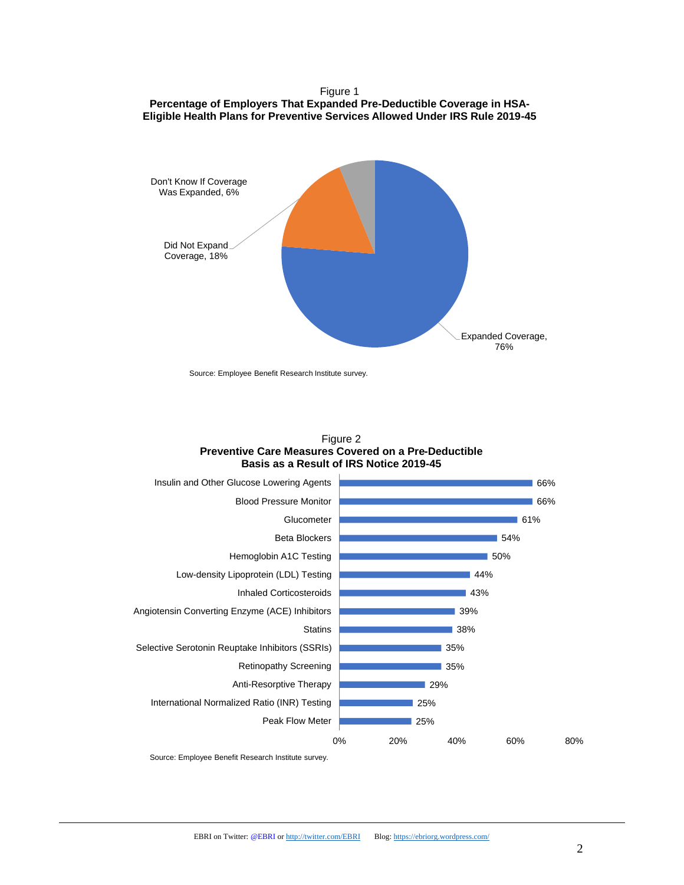Figure 1

**Percentage of Employers That Expanded Pre-Deductible Coverage in HSA-Eligible Health Plans for Preventive Services Allowed Under IRS Rule 2019-45**

| Category | Percentage |
|---|---|
| Expanded Coverage | 76% |
| Did Not Expand Coverage | 18% |
| Don't Know If Coverage Was Expanded | 6% |

Source: Employee Benefit Research Institute survey.

Figure 2

**Preventive Care Measures Covered on a Pre-Deductible Basis as a Result of IRS Notice 2019-45**

| Preventive Care Measure | Percentage |
|---|---|
| Insulin and Other Glucose Lowering Agents | 66% |
| Blood Pressure Monitor | 66% |
| Glucometer | 61% |
| Beta Blockers | 54% |
| Hemoglobin A1C Testing | 50% |
| Low-density Lipoprotein (LDL) Testing | 44% |
| Inhaled Corticosteroids | 43% |
| Angiotensin Converting Enzyme (ACE) Inhibitors | 39% |
| Statins | 38% |
| Selective Serotonin Reuptake Inhibitors (SSRIs) | 35% |
| Retinopathy Screening | 35% |
| Anti-Resorptive Therapy | 29% |
| International Normalized Ratio (INR) Testing | 25% |
| Peak Flow Meter | 25% |

Source: Employee Benefit Research Institute survey.

EBRI on Twitter: @EBRI or http://twitter.com/EBRI Blog: https://ebriorg.wordpress.com/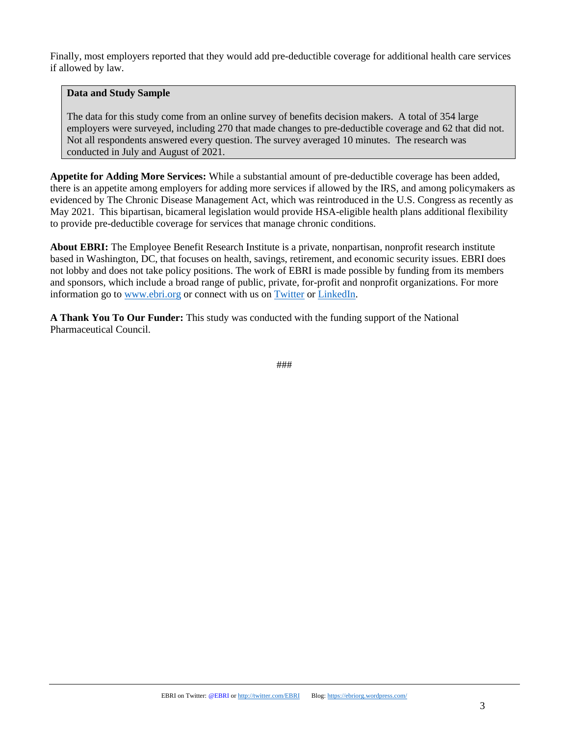Finally, most employers reported that they would add pre-deductible coverage for additional health care services if allowed by law.

**Data and Study Sample**

The data for this study come from an online survey of benefits decision makers. A total of 354 large employers were surveyed, including 270 that made changes to pre-deductible coverage and 62 that did not. Not all respondents answered every question. The survey averaged 10 minutes. The research was conducted in July and August of 2021.

**Appetite for Adding More Services:** While a substantial amount of pre-deductible coverage has been added, there is an appetite among employers for adding more services if allowed by the IRS, and among policymakers as evidenced by The Chronic Disease Management Act, which was reintroduced in the U.S. Congress as recently as May 2021. This bipartisan, bicameral legislation would provide HSA-eligible health plans additional flexibility to provide pre-deductible coverage for services that manage chronic conditions.

**About EBRI:** The Employee Benefit Research Institute is a private, nonpartisan, nonprofit research institute based in Washington, DC, that focuses on health, savings, retirement, and economic security issues. EBRI does not lobby and does not take policy positions. The work of EBRI is made possible by funding from its members and sponsors, which include a broad range of public, private, for-profit and nonprofit organizations. For more information go to www.ebri.org or connect with us on Twitter or LinkedIn.

**A Thank You To Our Funder:** This study was conducted with the funding support of the National Pharmaceutical Council.

###